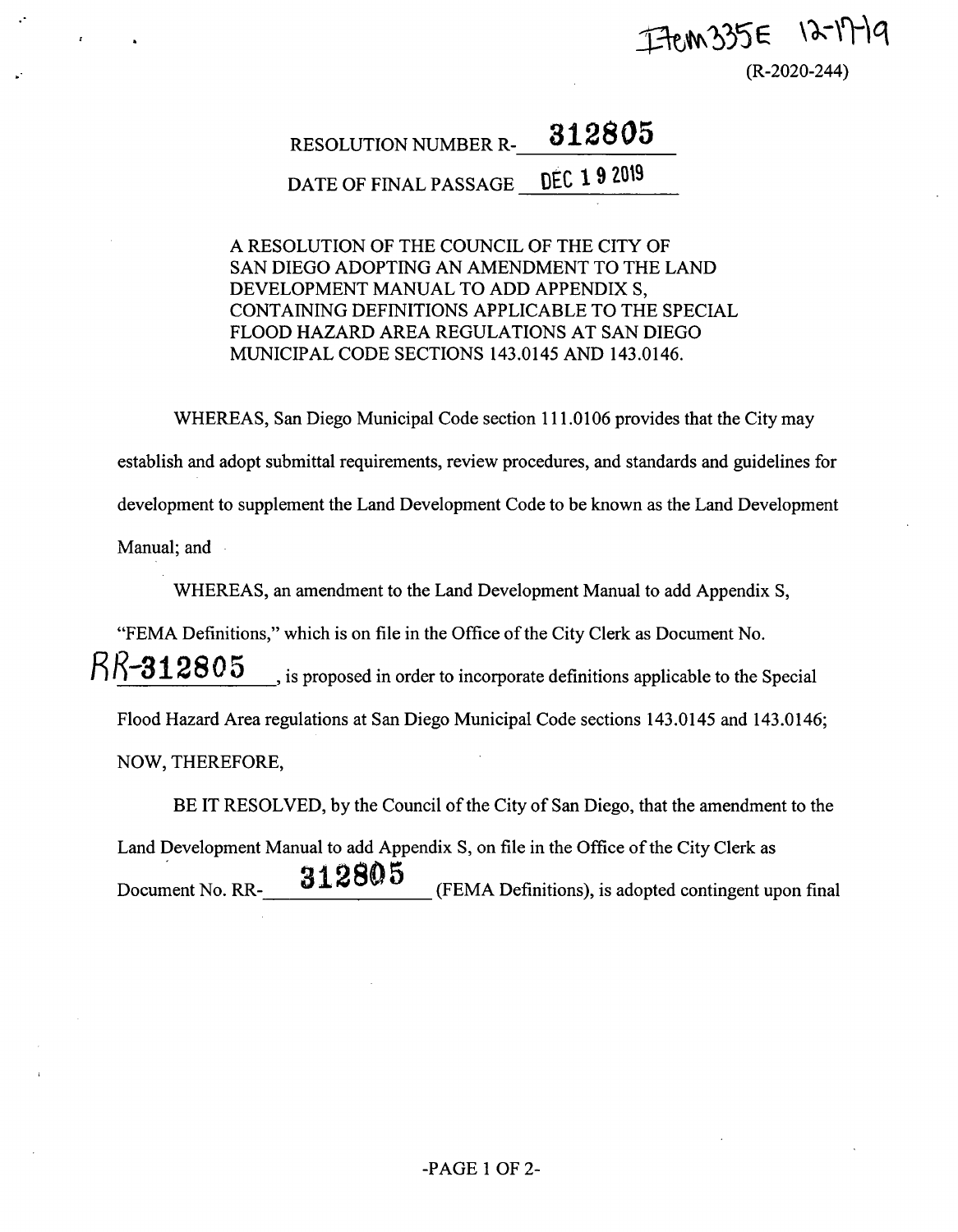Item 335E 12-17-19

(R-2020-244)

RESOLUTION NUMBER R- **312805**

DATE OF FINAL PASSAGE **DEC 19 2019**

A RESOLUTION OF THE COUNCIL OF THE CITY OF SAN DIEGO ADOPTING AN AMENDMENT TO THE LAND DEVELOPMENT MANUAL TO ADD APPENDIX S, CONTAINING DEFINITIONS APPLICABLE TO THE SPECIAL FLOOD HAZARD AREA REGULATIONS AT SAN DIEGO MUNICIPAL CODE SECTIONS 143.0145 AND 143.0146.

WHEREAS, San Diego Municipal Code section 111.0106 provides that the City may establish and adopt submittal requirements, review procedures, and standards and guidelines for development to supplement the Land Development Code to be known as the Land Development Manual; and

WHEREAS, an amendment to the Land Development Manual to add Appendix S, "FEMA Definitions," which is on file in the Office of the City Clerk as Document No. RR-312805, is proposed in order to incorporate definitions applicable to the Special Flood Hazard Area regulations at San Diego Municipal Code sections 143.0145 and 143.0146; NOW, THEREFORE,

BE IT RESOLVED, by the Council of the City of San Diego, that the amendment to the Land Development Manual to add Appendix S, on file in the Office of the City Clerk as Document No. RR-312805 (FEMA Definitions), is adopted contingent upon final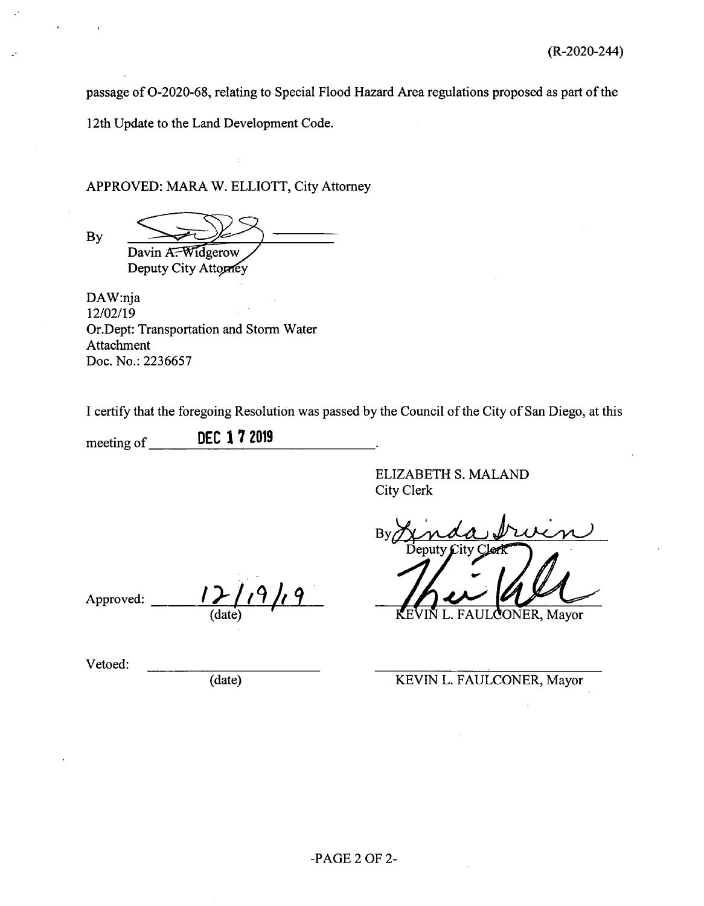(R-2020-244)

passage of O-2020-68, relating to Special Flood Hazard Area regulations proposed as part of the 12th Update to the Land Development Code.

APPROVED: MARA W. ELLIOTT, City Attorney

By ______________________
Davin A. Widgerow
Deputy City Attorney

DAW:nja
12/02/19
Or.Dept: Transportation and Storm Water
Attachment
Doc. No.: 2236657

I certify that the foregoing Resolution was passed by the Council of the City of San Diego, at this meeting of DEC 17 2019.

ELIZABETH S. MALAND
City Clerk

By ______________________
Deputy City Clerk

Approved: 12/19/19
(date)

______________________
KEVIN L. FAULCONER, Mayor

Vetoed: ______________________
(date)

______________________
KEVIN L. FAULCONER, Mayor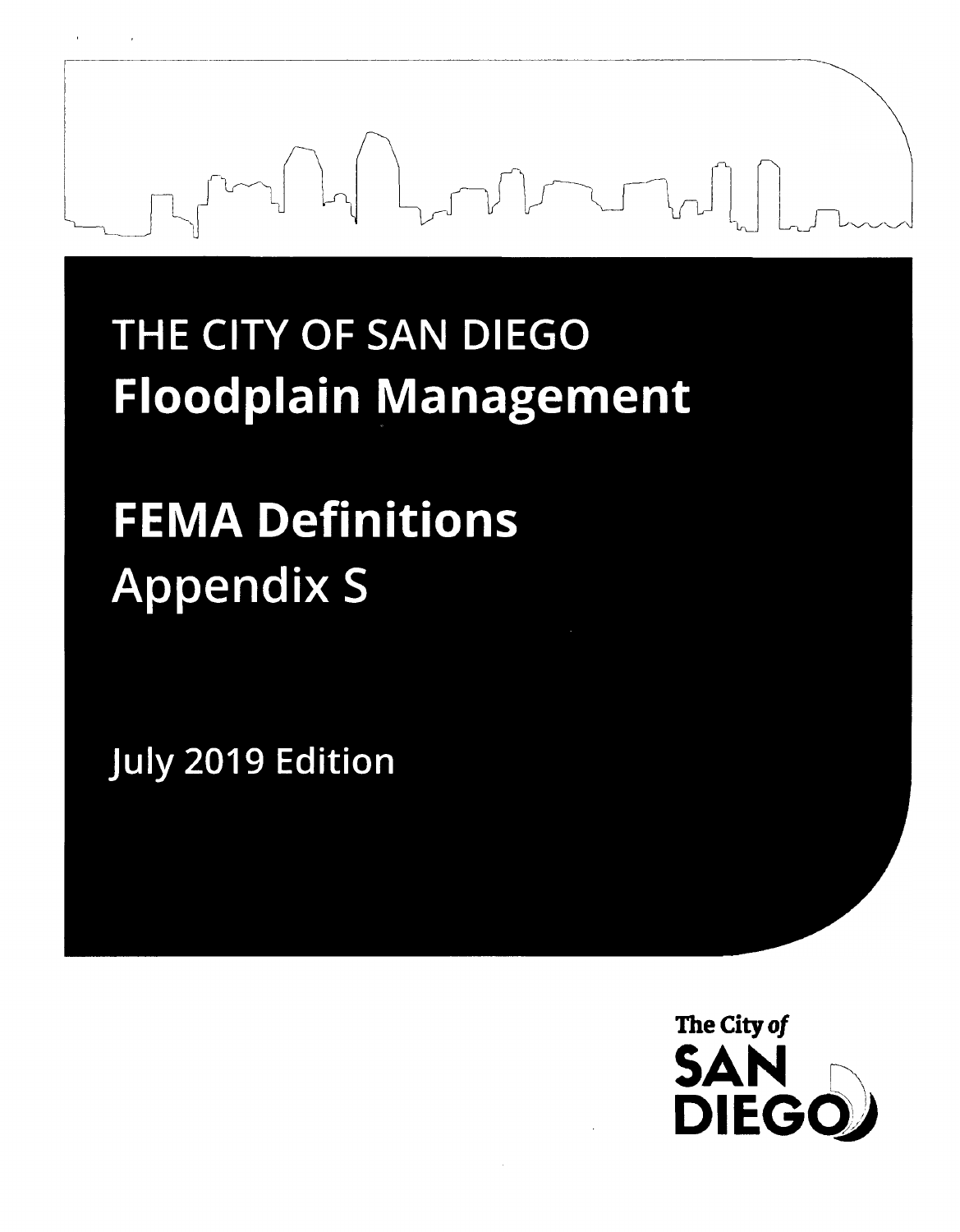# THE CITY OF SAN DIEGO
# Floodplain Management

# FEMA Definitions
## Appendix S

July 2019 Edition

The City of SAN DIEGO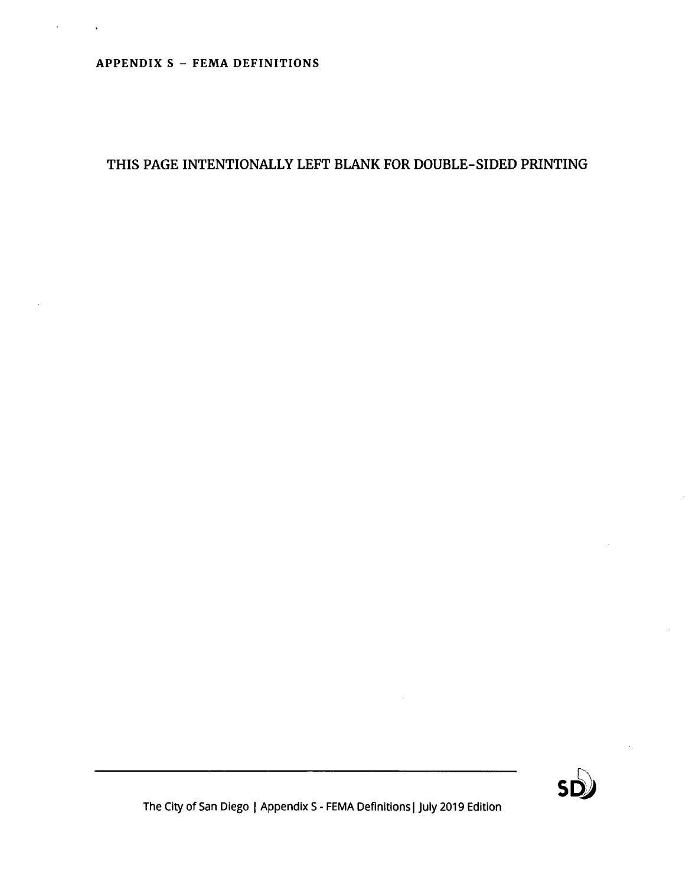THIS PAGE INTENTIONALLY LEFT BLANK FOR DOUBLE-SIDED PRINTING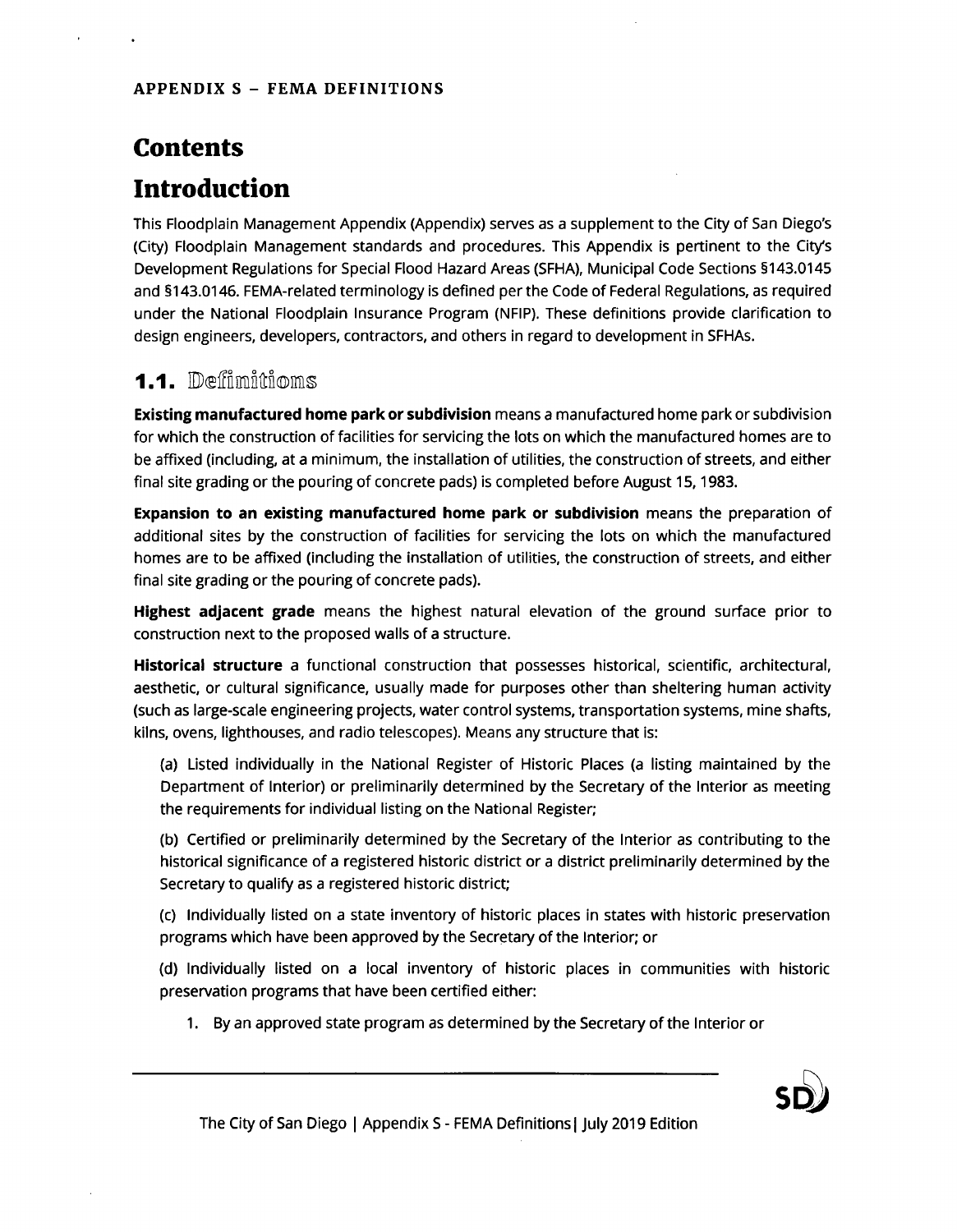APPENDIX S – FEMA DEFINITIONS

# Contents

# Introduction

This Floodplain Management Appendix (Appendix) serves as a supplement to the City of San Diego's (City) Floodplain Management standards and procedures. This Appendix is pertinent to the City's Development Regulations for Special Flood Hazard Areas (SFHA), Municipal Code Sections §143.0145 and §143.0146. FEMA-related terminology is defined per the Code of Federal Regulations, as required under the National Floodplain Insurance Program (NFIP). These definitions provide clarification to design engineers, developers, contractors, and others in regard to development in SFHAs.

## 1.1. Definitions

**Existing manufactured home park or subdivision** means a manufactured home park or subdivision for which the construction of facilities for servicing the lots on which the manufactured homes are to be affixed (including, at a minimum, the installation of utilities, the construction of streets, and either final site grading or the pouring of concrete pads) is completed before August 15, 1983.

**Expansion to an existing manufactured home park or subdivision** means the preparation of additional sites by the construction of facilities for servicing the lots on which the manufactured homes are to be affixed (including the installation of utilities, the construction of streets, and either final site grading or the pouring of concrete pads).

**Highest adjacent grade** means the highest natural elevation of the ground surface prior to construction next to the proposed walls of a structure.

**Historical structure** a functional construction that possesses historical, scientific, architectural, aesthetic, or cultural significance, usually made for purposes other than sheltering human activity (such as large-scale engineering projects, water control systems, transportation systems, mine shafts, kilns, ovens, lighthouses, and radio telescopes). Means any structure that is:

(a) Listed individually in the National Register of Historic Places (a listing maintained by the Department of Interior) or preliminarily determined by the Secretary of the Interior as meeting the requirements for individual listing on the National Register;

(b) Certified or preliminarily determined by the Secretary of the Interior as contributing to the historical significance of a registered historic district or a district preliminarily determined by the Secretary to qualify as a registered historic district;

(c) Individually listed on a state inventory of historic places in states with historic preservation programs which have been approved by the Secretary of the Interior; or

(d) Individually listed on a local inventory of historic places in communities with historic preservation programs that have been certified either:

1. By an approved state program as determined by the Secretary of the Interior or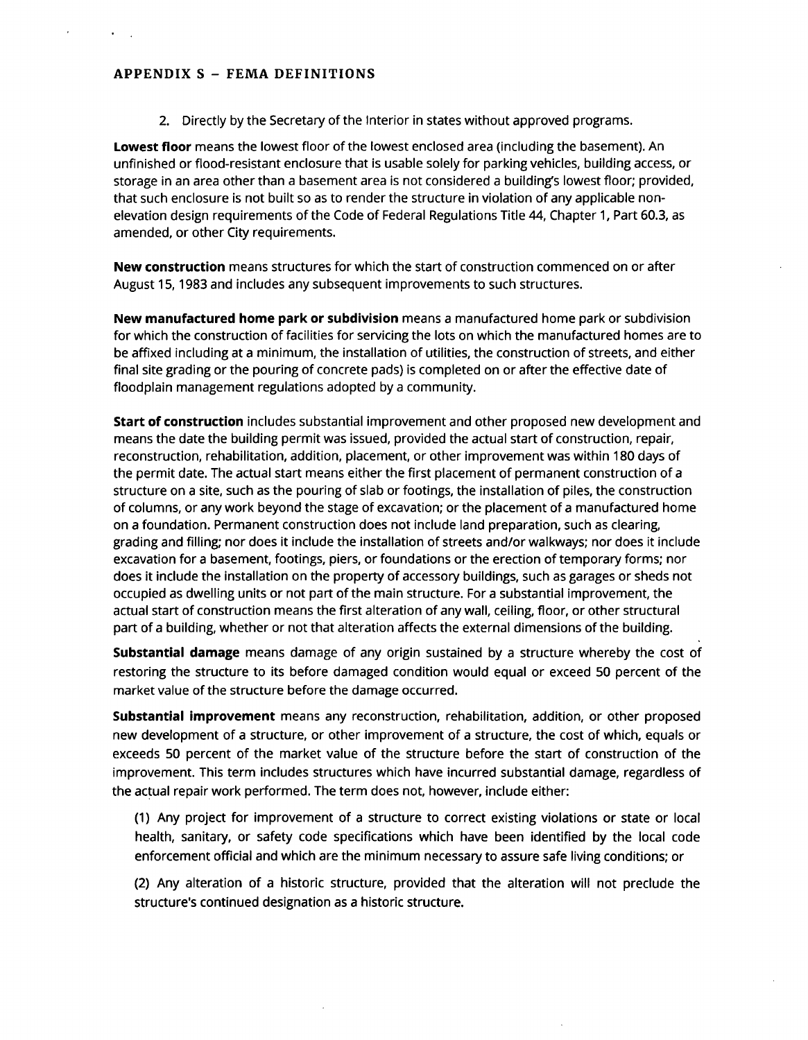## APPENDIX S – FEMA DEFINITIONS

2. Directly by the Secretary of the Interior in states without approved programs.

**Lowest floor** means the lowest floor of the lowest enclosed area (including the basement). An unfinished or flood-resistant enclosure that is usable solely for parking vehicles, building access, or storage in an area other than a basement area is not considered a building's lowest floor; provided, that such enclosure is not built so as to render the structure in violation of any applicable non-elevation design requirements of the Code of Federal Regulations Title 44, Chapter 1, Part 60.3, as amended, or other City requirements.

**New construction** means structures for which the start of construction commenced on or after August 15, 1983 and includes any subsequent improvements to such structures.

**New manufactured home park or subdivision** means a manufactured home park or subdivision for which the construction of facilities for servicing the lots on which the manufactured homes are to be affixed including at a minimum, the installation of utilities, the construction of streets, and either final site grading or the pouring of concrete pads) is completed on or after the effective date of floodplain management regulations adopted by a community.

**Start of construction** includes substantial improvement and other proposed new development and means the date the building permit was issued, provided the actual start of construction, repair, reconstruction, rehabilitation, addition, placement, or other improvement was within 180 days of the permit date. The actual start means either the first placement of permanent construction of a structure on a site, such as the pouring of slab or footings, the installation of piles, the construction of columns, or any work beyond the stage of excavation; or the placement of a manufactured home on a foundation. Permanent construction does not include land preparation, such as clearing, grading and filling; nor does it include the installation of streets and/or walkways; nor does it include excavation for a basement, footings, piers, or foundations or the erection of temporary forms; nor does it include the installation on the property of accessory buildings, such as garages or sheds not occupied as dwelling units or not part of the main structure. For a substantial improvement, the actual start of construction means the first alteration of any wall, ceiling, floor, or other structural part of a building, whether or not that alteration affects the external dimensions of the building.

**Substantial damage** means damage of any origin sustained by a structure whereby the cost of restoring the structure to its before damaged condition would equal or exceed 50 percent of the market value of the structure before the damage occurred.

**Substantial improvement** means any reconstruction, rehabilitation, addition, or other proposed new development of a structure, or other improvement of a structure, the cost of which, equals or exceeds 50 percent of the market value of the structure before the start of construction of the improvement. This term includes structures which have incurred substantial damage, regardless of the actual repair work performed. The term does not, however, include either:

(1) Any project for improvement of a structure to correct existing violations or state or local health, sanitary, or safety code specifications which have been identified by the local code enforcement official and which are the minimum necessary to assure safe living conditions; or

(2) Any alteration of a historic structure, provided that the alteration will not preclude the structure's continued designation as a historic structure.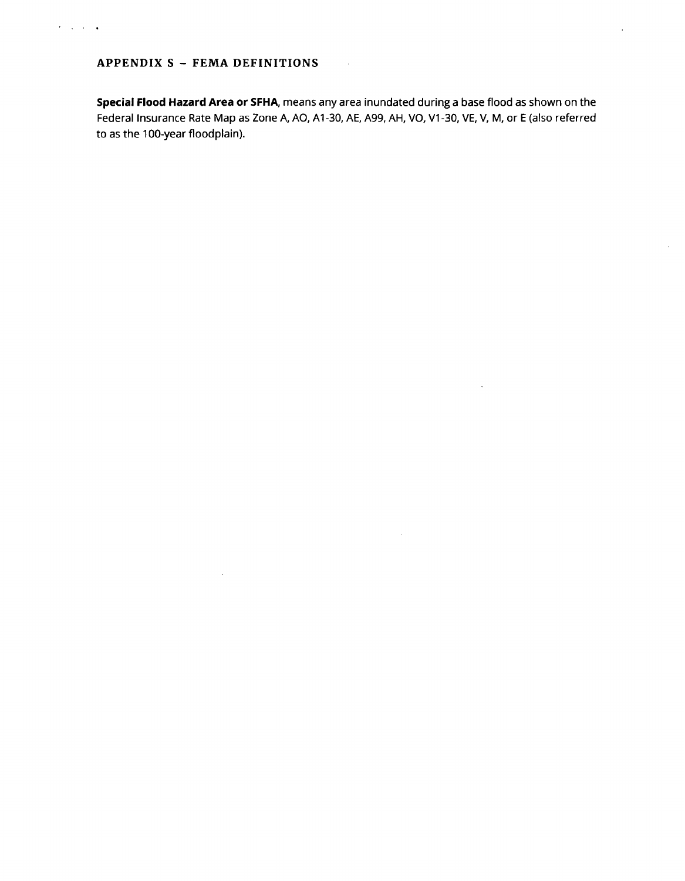## APPENDIX S – FEMA DEFINITIONS

**Special Flood Hazard Area or SFHA**, means any area inundated during a base flood as shown on the Federal Insurance Rate Map as Zone A, AO, A1-30, AE, A99, AH, VO, V1-30, VE, V, M, or E (also referred to as the 100-year floodplain).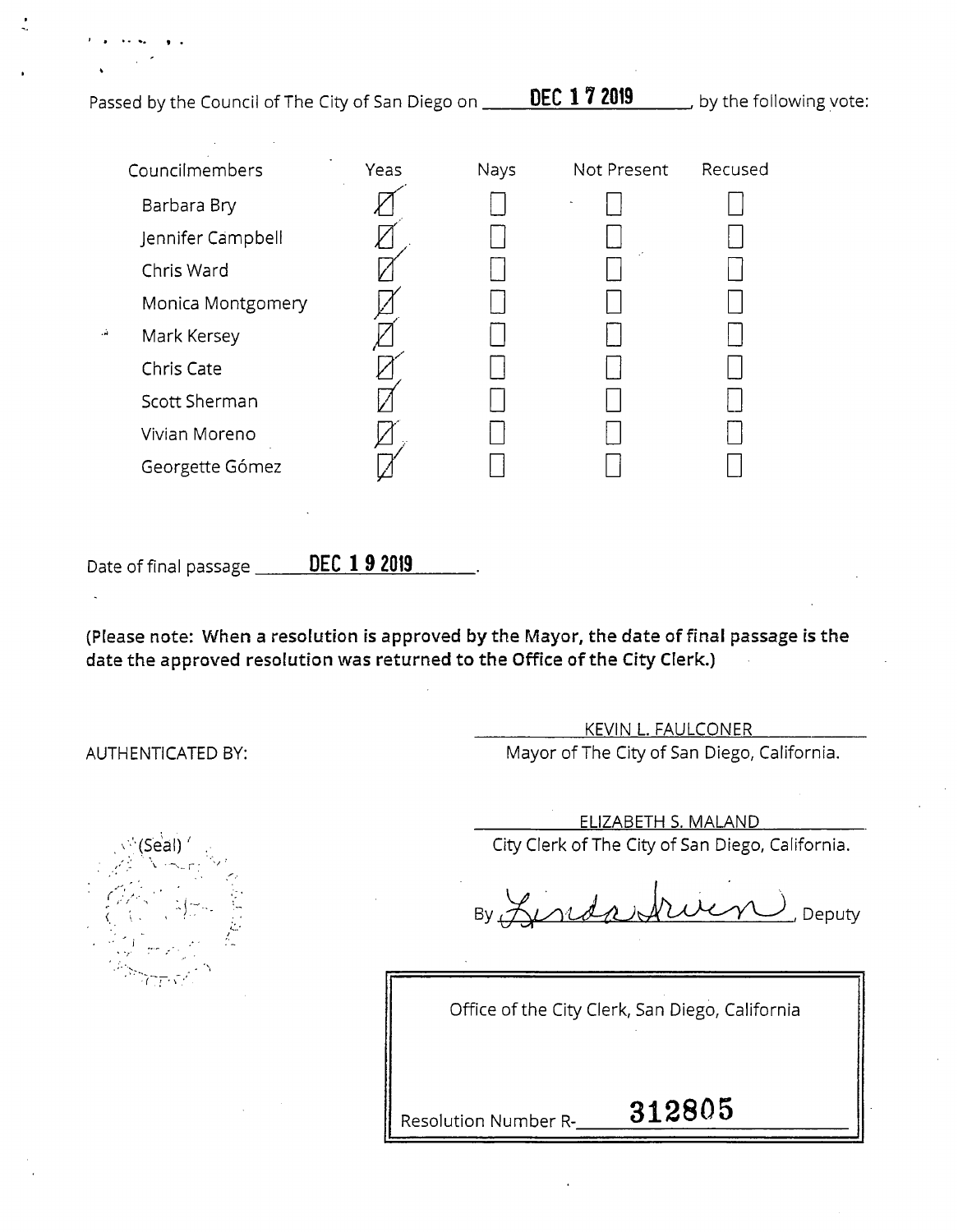Passed by the Council of The City of San Diego on DEC 17 2019, by the following vote:

| Councilmembers | Yeas | Nays | Not Present | Recused |
|---|---|---|---|---|
| Barbara Bry | ☑ | ☐ | ☐ | ☐ |
| Jennifer Campbell | ☑ | ☐ | ☐ | ☐ |
| Chris Ward | ☑ | ☐ | ☐ | ☐ |
| Monica Montgomery | ☑ | ☐ | ☐ | ☐ |
| Mark Kersey | ☑ | ☐ | ☐ | ☐ |
| Chris Cate | ☑ | ☐ | ☐ | ☐ |
| Scott Sherman | ☑ | ☐ | ☐ | ☐ |
| Vivian Moreno | ☑ | ☐ | ☐ | ☐ |
| Georgette Gómez | ☑ | ☐ | ☐ | ☐ |

Date of final passage DEC 19 2019.

**(Please note: When a resolution is approved by the Mayor, the date of final passage is the date the approved resolution was returned to the Office of the City Clerk.)**

AUTHENTICATED BY:

KEVIN L. FAULCONER
Mayor of The City of San Diego, California.

ELIZABETH S. MALAND
City Clerk of The City of San Diego, California.

(Seal)

By Linda Irvine, Deputy

Office of the City Clerk, San Diego, California

Resolution Number R- 312805